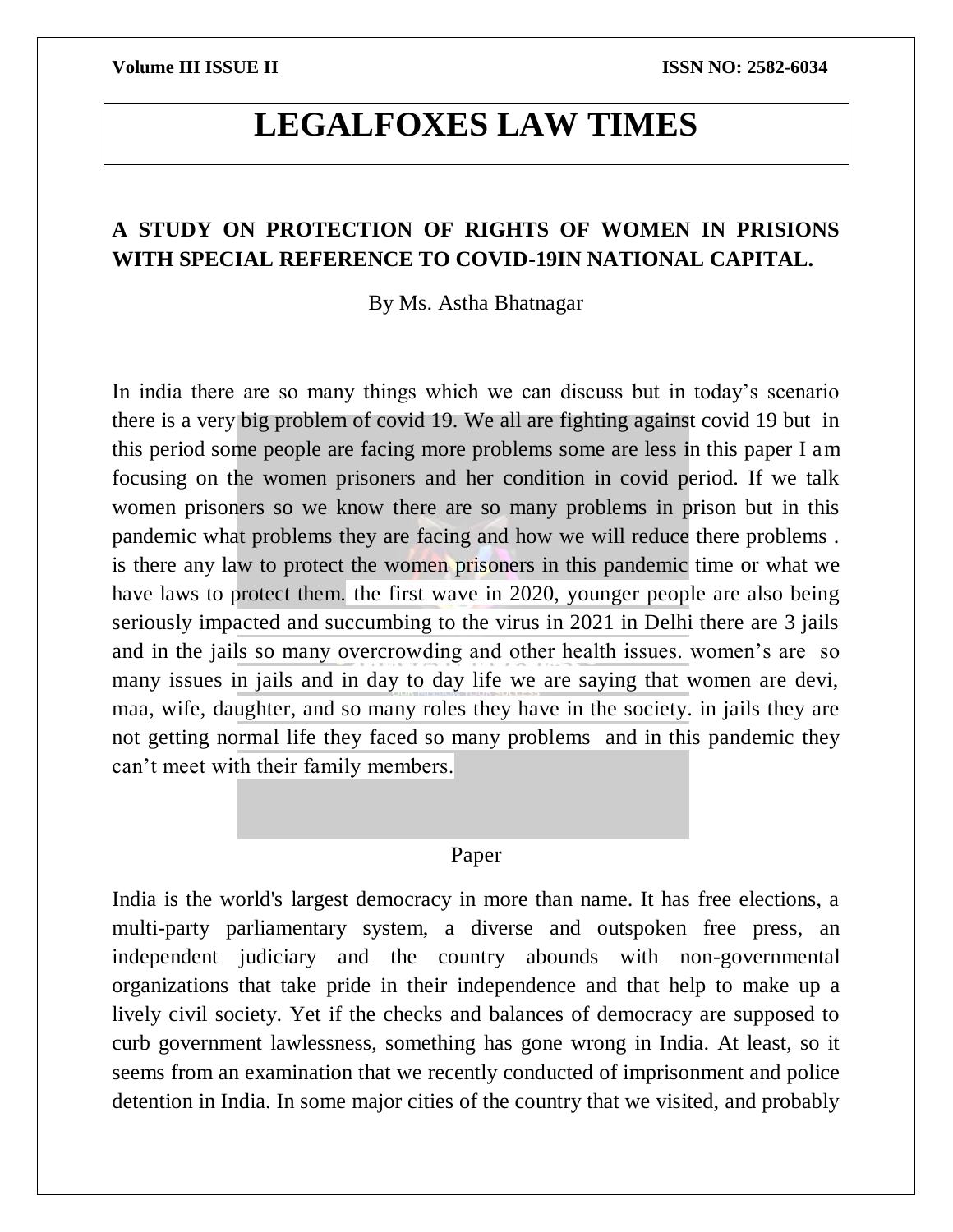# LEGALFOXES LAW TIMES

## A STUDY ON PROTECTION OF RIGHTS OF WOMEN IN PRISIONS WITH SPECIAL REFERENCE TO COVID-19IN NATIONAL CAPITAL.

By Ms. Astha Bhatnagar

In india there are so many things which we can discuss but in today's scenario there is a very big problem of covid 19. We all are fighting against covid 19 but in this period some people are facing more problems some are less in this paper I am focusing on the women prisoners and her condition in covid period. If we talk women prisoners so we know there are so many problems in prison but in this pandemic what problems they are facing and how we will reduce there problems . is there any law to protect the women prisoners in this pandemic time or what we have laws to protect them. the first wave in 2020, younger people are also being seriously impacted and succumbing to the virus in 2021 in Delhi there are 3 jails and in the jails so many overcrowding and other health issues. women's are so many issues in jails and in day to day life we are saying that women are devi, maa, wife, daughter, and so many roles they have in the society. in jails they are not getting normal life they faced so many problems and in this pandemic they can't meet with their family members.

Paper

India is the world's largest democracy in more than name. It has free elections, a multi-party parliamentary system, a diverse and outspoken free press, an independent judiciary and the country abounds with non-governmental organizations that take pride in their independence and that help to make up a lively civil society. Yet if the checks and balances of democracy are supposed to curb government lawlessness, something has gone wrong in India. At least, so it seems from an examination that we recently conducted of imprisonment and police detention in India. In some major cities of the country that we visited, and probably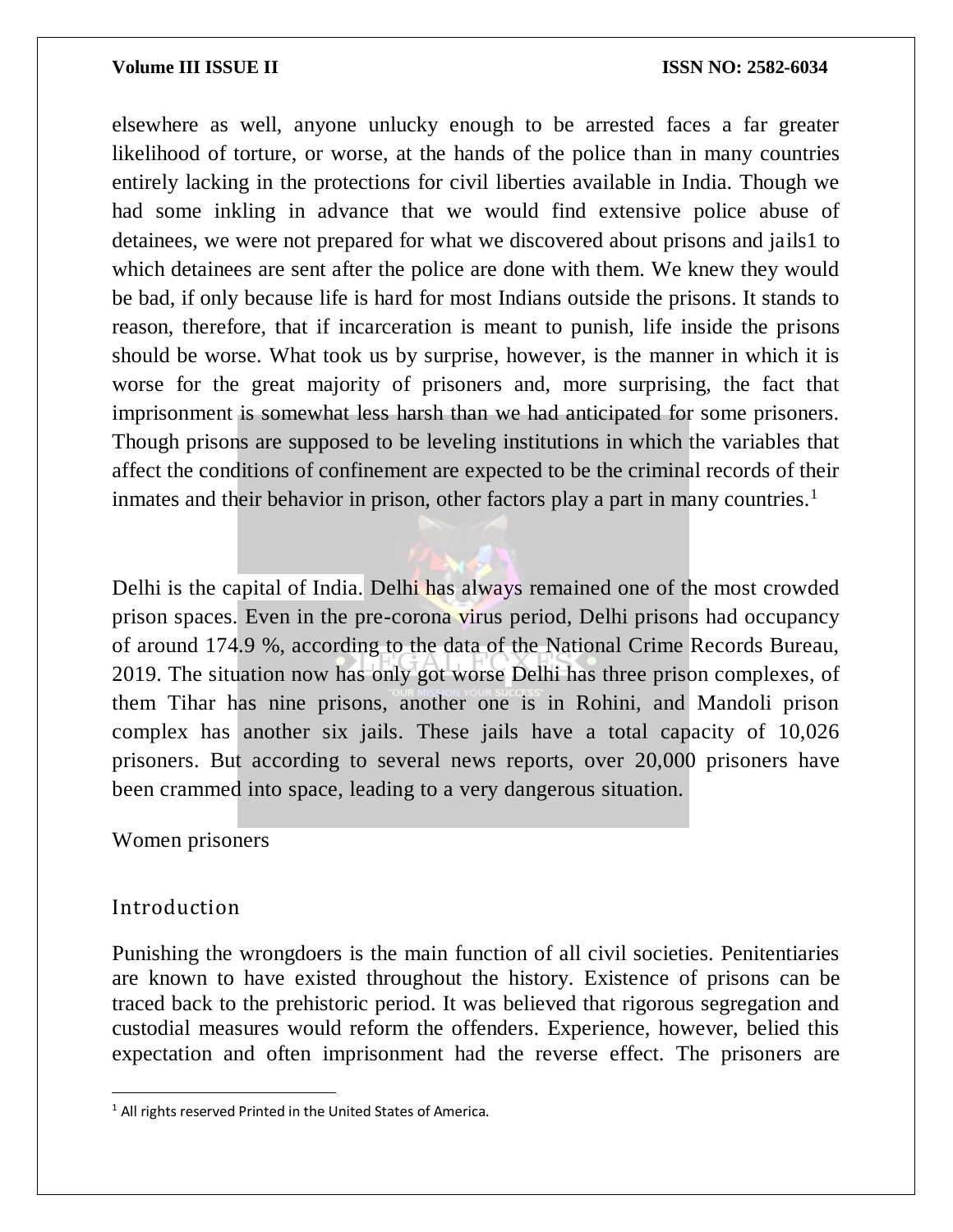elsewhere as well, anyone unlucky enough to be arrested faces a far greater likelihood of torture, or worse, at the hands of the police than in many countries entirely lacking in the protections for civil liberties available in India. Though we had some inkling in advance that we would find extensive police abuse of detainees, we were not prepared for what we discovered about prisons and jails1 to which detainees are sent after the police are done with them. We knew they would be bad, if only because life is hard for most Indians outside the prisons. It stands to reason, therefore, that if incarceration is meant to punish, life inside the prisons should be worse. What took us by surprise, however, is the manner in which it is worse for the great majority of prisoners and, more surprising, the fact that imprisonment is somewhat less harsh than we had anticipated for some prisoners. Though prisons are supposed to be leveling institutions in which the variables that affect the conditions of confinement are expected to be the criminal records of their inmates and their behavior in prison, other factors play a part in many countries.[1]

Delhi is the capital of India. Delhi has always remained one of the most crowded prison spaces. Even in the pre-corona virus period, Delhi prisons had occupancy of around 174.9 %, according to the data of the National Crime Records Bureau, 2019. The situation now has only got worse Delhi has three prison complexes, of them Tihar has nine prisons, another one is in Rohini, and Mandoli prison complex has another six jails. These jails have a total capacity of 10,026 prisoners. But according to several news reports, over 20,000 prisoners have been crammed into space, leading to a very dangerous situation.

Women prisoners

## Introduction

Punishing the wrongdoers is the main function of all civil societies. Penitentiaries are known to have existed throughout the history. Existence of prisons can be traced back to the prehistoric period. It was believed that rigorous segregation and custodial measures would reform the offenders. Experience, however, belied this expectation and often imprisonment had the reverse effect. The prisoners are

[1] All rights reserved Printed in the United States of America.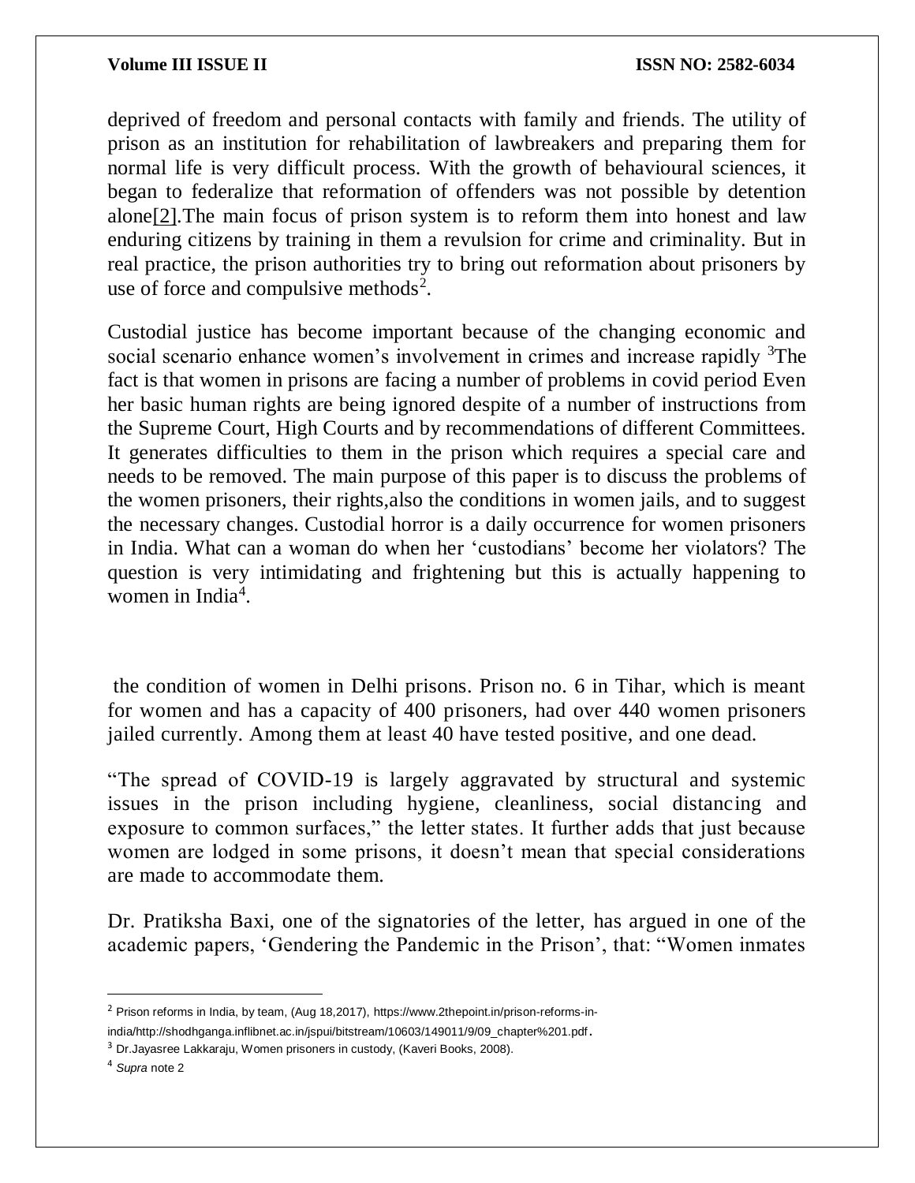deprived of freedom and personal contacts with family and friends. The utility of prison as an institution for rehabilitation of lawbreakers and preparing them for normal life is very difficult process. With the growth of behavioural sciences, it began to federalize that reformation of offenders was not possible by detention alone[2].The main focus of prison system is to reform them into honest and law enduring citizens by training in them a revulsion for crime and criminality. But in real practice, the prison authorities try to bring out reformation about prisoners by use of force and compulsive methods[2].

Custodial justice has become important because of the changing economic and social scenario enhance women's involvement in crimes and increase rapidly [3]The fact is that women in prisons are facing a number of problems in covid period Even her basic human rights are being ignored despite of a number of instructions from the Supreme Court, High Courts and by recommendations of different Committees. It generates difficulties to them in the prison which requires a special care and needs to be removed. The main purpose of this paper is to discuss the problems of the women prisoners, their rights,also the conditions in women jails, and to suggest the necessary changes. Custodial horror is a daily occurrence for women prisoners in India. What can a woman do when her 'custodians' become her violators? The question is very intimidating and frightening but this is actually happening to women in India[4].

the condition of women in Delhi prisons. Prison no. 6 in Tihar, which is meant for women and has a capacity of 400 prisoners, had over 440 women prisoners jailed currently. Among them at least 40 have tested positive, and one dead.

"The spread of COVID-19 is largely aggravated by structural and systemic issues in the prison including hygiene, cleanliness, social distancing and exposure to common surfaces," the letter states. It further adds that just because women are lodged in some prisons, it doesn't mean that special considerations are made to accommodate them.

Dr. Pratiksha Baxi, one of the signatories of the letter, has argued in one of the academic papers, 'Gendering the Pandemic in the Prison', that: "Women inmates

---

[2] Prison reforms in India, by team, (Aug 18,2017), https://www.2thepoint.in/prison-reforms-in-india/http://shodhganga.inflibnet.ac.in/jspui/bitstream/10603/149011/9/09_chapter%201.pdf.

[3] Dr.Jayasree Lakkaraju, Women prisoners in custody, (Kaveri Books, 2008).

[4] *Supra* note 2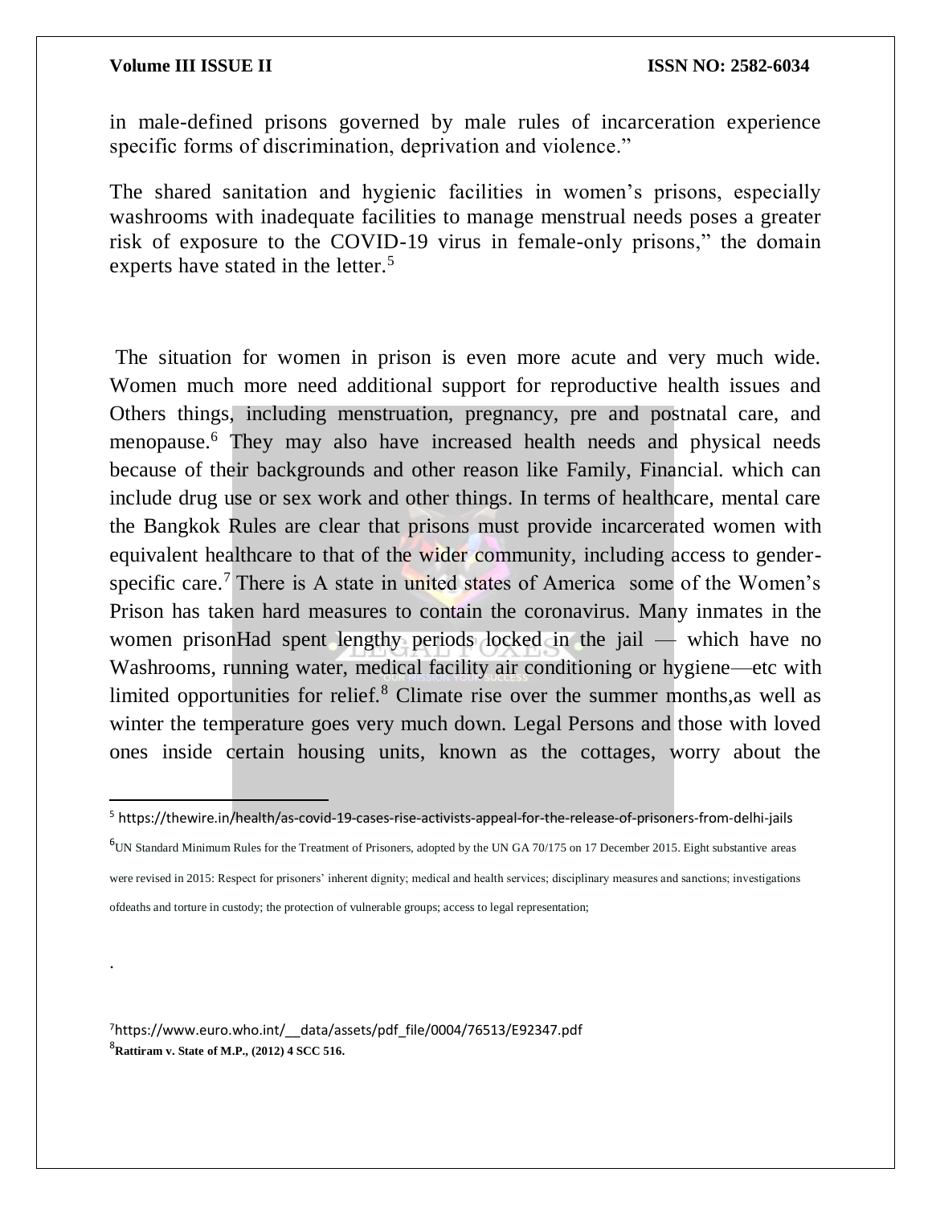in male-defined prisons governed by male rules of incarceration experience specific forms of discrimination, deprivation and violence."

The shared sanitation and hygienic facilities in women's prisons, especially washrooms with inadequate facilities to manage menstrual needs poses a greater risk of exposure to the COVID-19 virus in female-only prisons," the domain experts have stated in the letter.[5]

The situation for women in prison is even more acute and very much wide. Women much more need additional support for reproductive health issues and Others things, including menstruation, pregnancy, pre and postnatal care, and menopause.[6] They may also have increased health needs and physical needs because of their backgrounds and other reason like Family, Financial. which can include drug use or sex work and other things. In terms of healthcare, mental care the Bangkok Rules are clear that prisons must provide incarcerated women with equivalent healthcare to that of the wider community, including access to gender-specific care.[7] There is A state in united states of America some of the Women's Prison has taken hard measures to contain the coronavirus. Many inmates in the women prisonHad spent lengthy periods locked in the jail — which have no Washrooms, running water, medical facility air conditioning or hygiene—etc with limited opportunities for relief.[8] Climate rise over the summer months,as well as winter the temperature goes very much down. Legal Persons and those with loved ones inside certain housing units, known as the cottages, worry about the

---

[5] https://thewire.in/health/as-covid-19-cases-rise-activists-appeal-for-the-release-of-prisoners-from-delhi-jails

[6] UN Standard Minimum Rules for the Treatment of Prisoners, adopted by the UN GA 70/175 on 17 December 2015. Eight substantive areas were revised in 2015: Respect for prisoners' inherent dignity; medical and health services; disciplinary measures and sanctions; investigations ofdeaths and torture in custody; the protection of vulnerable groups; access to legal representation;

.

[7] https://www.euro.who.int/__data/assets/pdf_file/0004/76513/E92347.pdf

[8] **Rattiram v. State of M.P., (2012) 4 SCC 516.**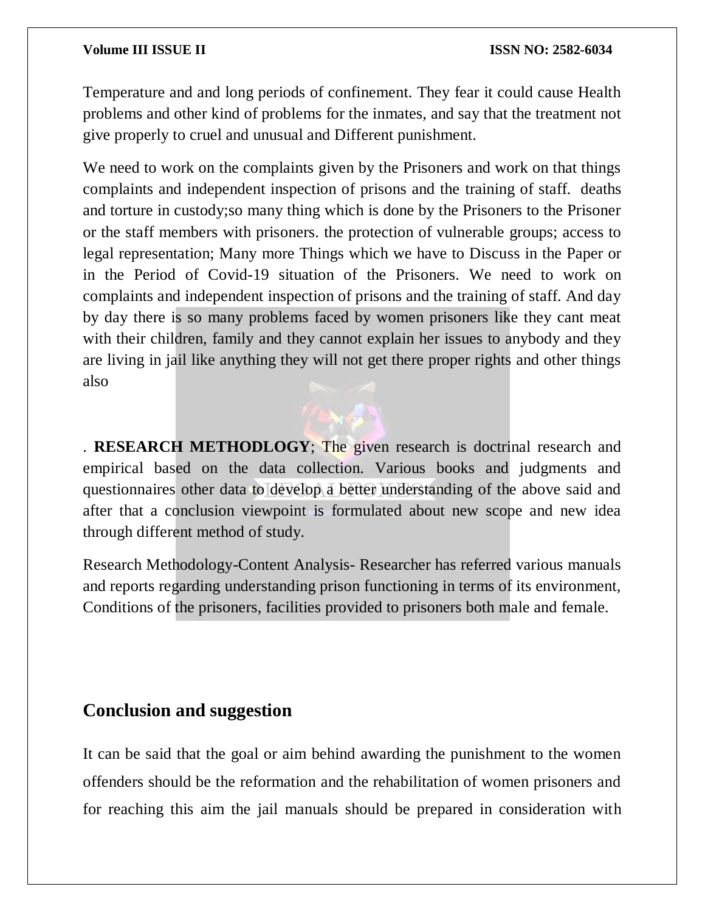Temperature and and long periods of confinement. They fear it could cause Health problems and other kind of problems for the inmates, and say that the treatment not give properly to cruel and unusual and Different punishment.

We need to work on the complaints given by the Prisoners and work on that things complaints and independent inspection of prisons and the training of staff. deaths and torture in custody;so many thing which is done by the Prisoners to the Prisoner or the staff members with prisoners. the protection of vulnerable groups; access to legal representation; Many more Things which we have to Discuss in the Paper or in the Period of Covid-19 situation of the Prisoners. We need to work on complaints and independent inspection of prisons and the training of staff. And day by day there is so many problems faced by women prisoners like they cant meat with their children, family and they cannot explain her issues to anybody and they are living in jail like anything they will not get there proper rights and other things also

. **RESEARCH METHODLOGY**; The given research is doctrinal research and empirical based on the data collection. Various books and judgments and questionnaires other data to develop a better understanding of the above said and after that a conclusion viewpoint is formulated about new scope and new idea through different method of study.

Research Methodology-Content Analysis- Researcher has referred various manuals and reports regarding understanding prison functioning in terms of its environment, Conditions of the prisoners, facilities provided to prisoners both male and female.

## Conclusion and suggestion

It can be said that the goal or aim behind awarding the punishment to the women offenders should be the reformation and the rehabilitation of women prisoners and for reaching this aim the jail manuals should be prepared in consideration with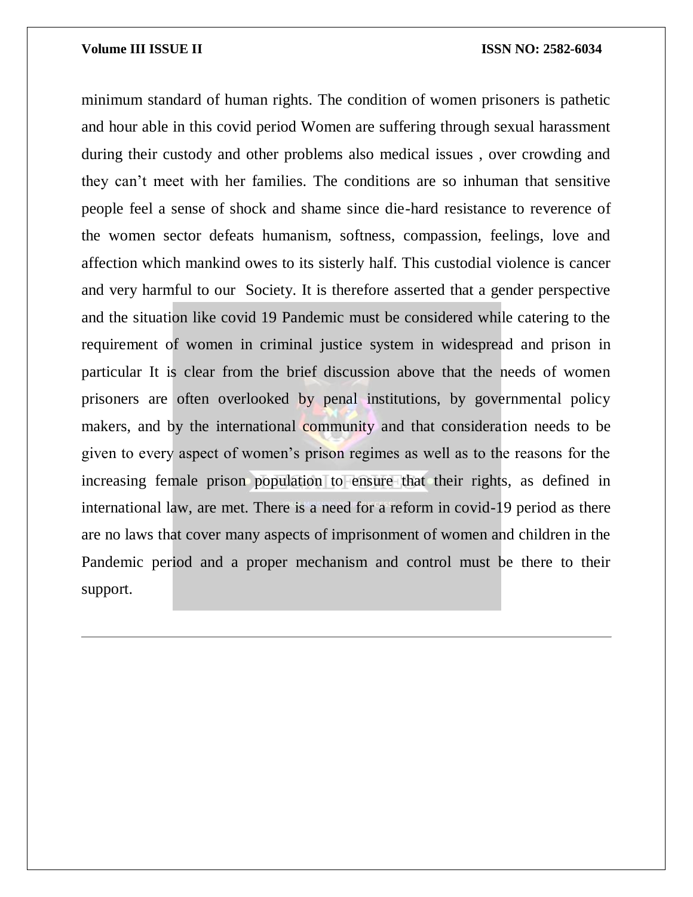minimum standard of human rights. The condition of women prisoners is pathetic and hour able in this covid period Women are suffering through sexual harassment during their custody and other problems also medical issues , over crowding and they can't meet with her families. The conditions are so inhuman that sensitive people feel a sense of shock and shame since die-hard resistance to reverence of the women sector defeats humanism, softness, compassion, feelings, love and affection which mankind owes to its sisterly half. This custodial violence is cancer and very harmful to our Society. It is therefore asserted that a gender perspective and the situation like covid 19 Pandemic must be considered while catering to the requirement of women in criminal justice system in widespread and prison in particular It is clear from the brief discussion above that the needs of women prisoners are often overlooked by penal institutions, by governmental policy makers, and by the international community and that consideration needs to be given to every aspect of women's prison regimes as well as to the reasons for the increasing female prison population to ensure that their rights, as defined in international law, are met. There is a need for a reform in covid-19 period as there are no laws that cover many aspects of imprisonment of women and children in the Pandemic period and a proper mechanism and control must be there to their support.